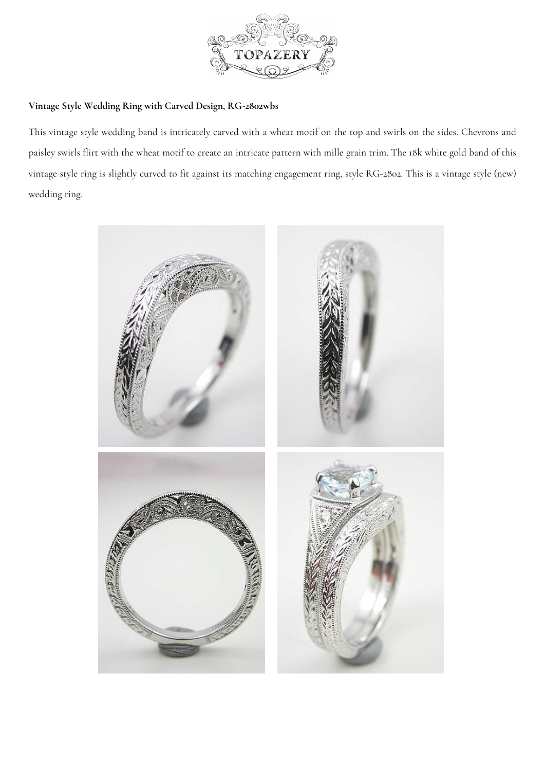**Vintage Style Wedding Ring with Carved Design, RG-2802wbs**

This vintage style wedding band is intricately carved with a wheat motif on the top and swirls on the sides. Chevrons and paisley swirls flirt with the wheat motif to create an intricate pattern with mille grain trim. The 18k white gold band of this vintage style ring is slightly curved to fit against its matching engagement ring, style RG-2802. This is a vintage style (new) wedding ring.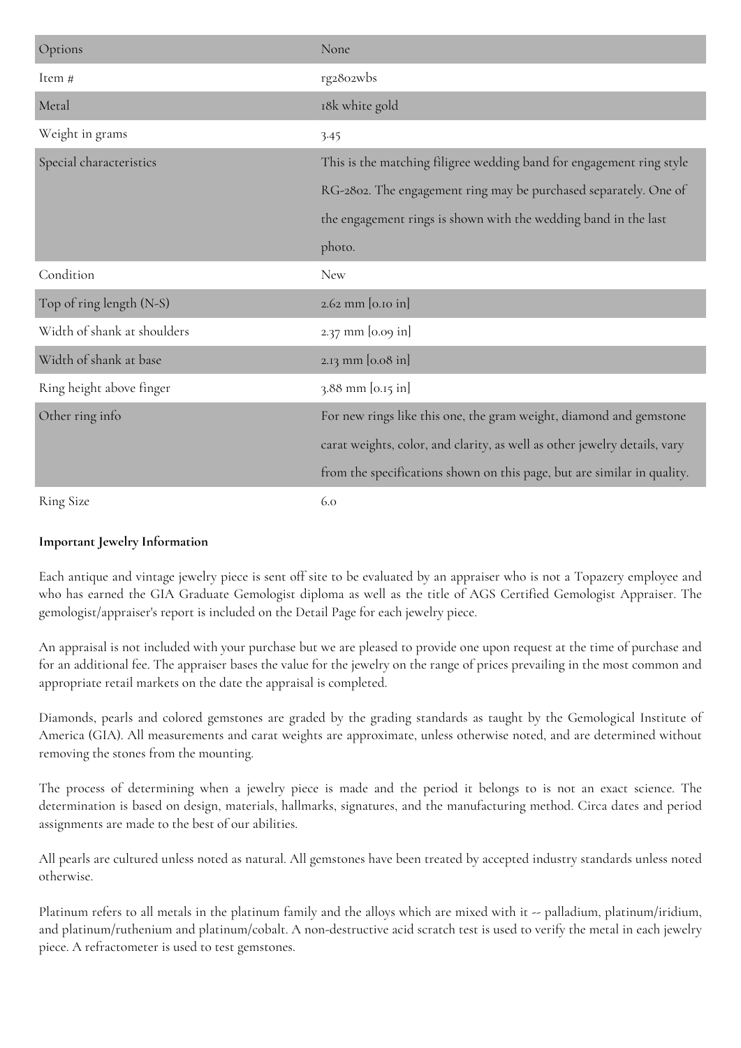| Options | None |
|---|---|
| Item # | rg2802wbs |
| Metal | 18k white gold |
| Weight in grams | 3.45 |
| Special characteristics | This is the matching filigree wedding band for engagement ring style RG-2802. The engagement ring may be purchased separately. One of the engagement rings is shown with the wedding band in the last photo. |
| Condition | New |
| Top of ring length (N-S) | 2.62 mm [0.10 in] |
| Width of shank at shoulders | 2.37 mm [0.09 in] |
| Width of shank at base | 2.13 mm [0.08 in] |
| Ring height above finger | 3.88 mm [0.15 in] |
| Other ring info | For new rings like this one, the gram weight, diamond and gemstone carat weights, color, and clarity, as well as other jewelry details, vary from the specifications shown on this page, but are similar in quality. |
| Ring Size | 6.0 |

**Important Jewelry Information**

Each antique and vintage jewelry piece is sent off site to be evaluated by an appraiser who is not a Topazery employee and who has earned the GIA Graduate Gemologist diploma as well as the title of AGS Certified Gemologist Appraiser. The gemologist/appraiser's report is included on the Detail Page for each jewelry piece.

An appraisal is not included with your purchase but we are pleased to provide one upon request at the time of purchase and for an additional fee. The appraiser bases the value for the jewelry on the range of prices prevailing in the most common and appropriate retail markets on the date the appraisal is completed.

Diamonds, pearls and colored gemstones are graded by the grading standards as taught by the Gemological Institute of America (GIA). All measurements and carat weights are approximate, unless otherwise noted, and are determined without removing the stones from the mounting.

The process of determining when a jewelry piece is made and the period it belongs to is not an exact science. The determination is based on design, materials, hallmarks, signatures, and the manufacturing method. Circa dates and period assignments are made to the best of our abilities.

All pearls are cultured unless noted as natural. All gemstones have been treated by accepted industry standards unless noted otherwise.

Platinum refers to all metals in the platinum family and the alloys which are mixed with it -- palladium, platinum/iridium, and platinum/ruthenium and platinum/cobalt. A non-destructive acid scratch test is used to verify the metal in each jewelry piece. A refractometer is used to test gemstones.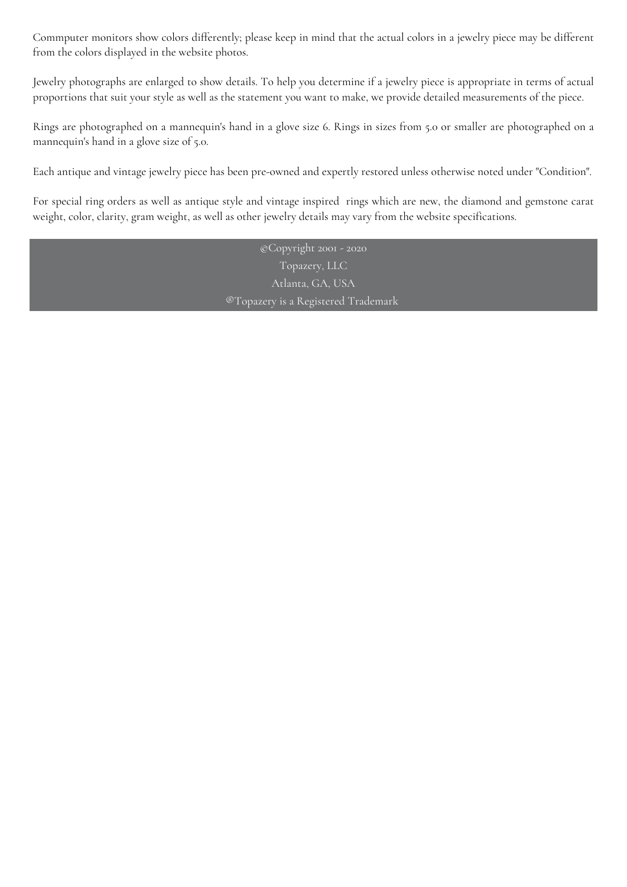Commmputer monitors show colors differently; please keep in mind that the actual colors in a jewelry piece may be different from the colors displayed in the website photos.

Jewelry photographs are enlarged to show details. To help you determine if a jewelry piece is appropriate in terms of actual proportions that suit your style as well as the statement you want to make, we provide detailed measurements of the piece.

Rings are photographed on a mannequin's hand in a glove size 6. Rings in sizes from 5.0 or smaller are photographed on a mannequin's hand in a glove size of 5.0.

Each antique and vintage jewelry piece has been pre-owned and expertly restored unless otherwise noted under "Condition".

For special ring orders as well as antique style and vintage inspired rings which are new, the diamond and gemstone carat weight, color, clarity, gram weight, as well as other jewelry details may vary from the website specifications.

©Copyright 2001 - 2020

Topazery, LLC

Atlanta, GA, USA

®Topazery is a Registered Trademark